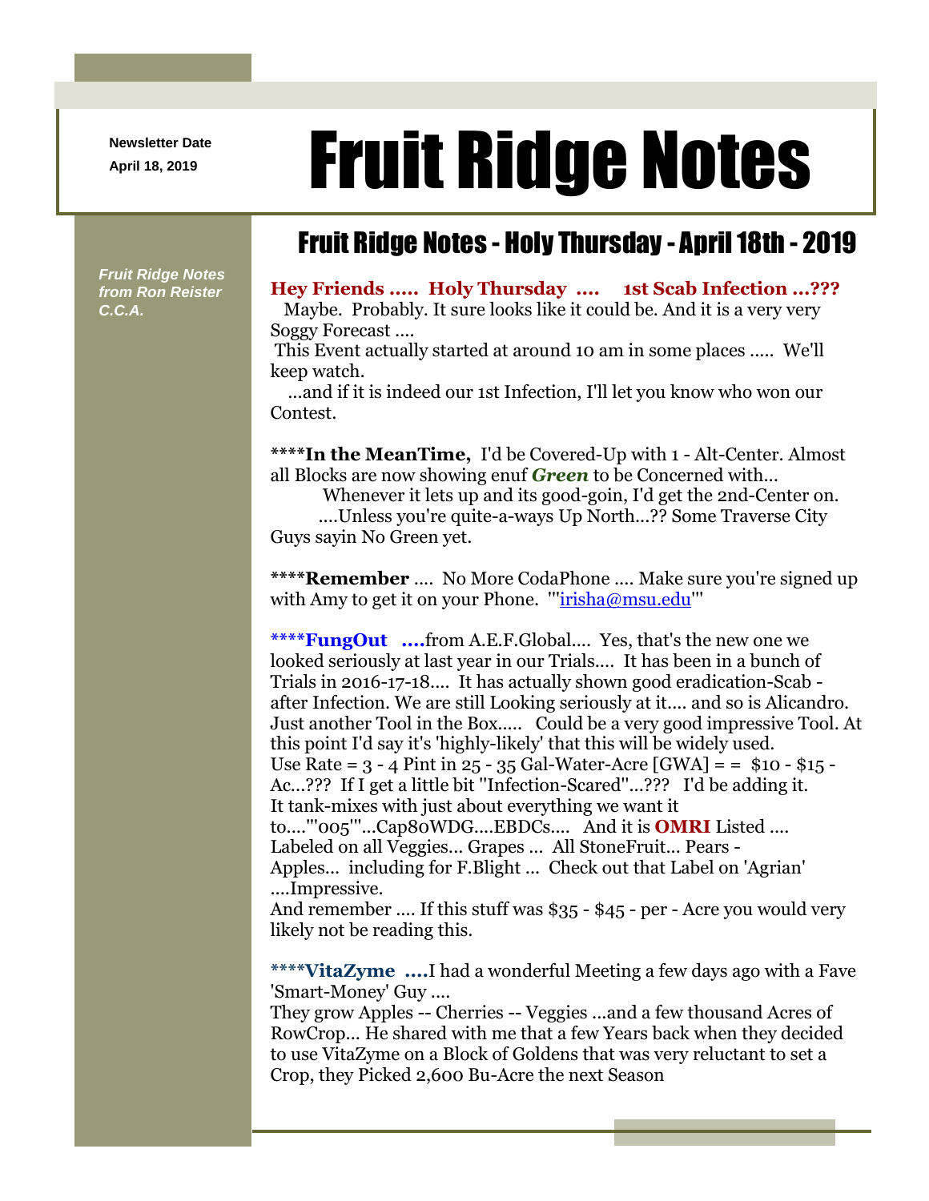Newsletter Date
April 18, 2019

# Fruit Ridge Notes

*Fruit Ridge Notes from Ron Reister C.C.A.*

## Fruit Ridge Notes - Holy Thursday - April 18th - 2019

**Hey Friends ..... Holy Thursday .... 1st Scab Infection ...???**
Maybe. Probably. It sure looks like it could be. And it is a very very Soggy Forecast ....
This Event actually started at around 10 am in some places ..... We'll keep watch.
...and if it is indeed our 1st Infection, I'll let you know who won our Contest.

****In the MeanTime,** I'd be Covered-Up with 1 - Alt-Center. Almost all Blocks are now showing enuf ***Green*** to be Concerned with...
Whenever it lets up and its good-goin, I'd get the 2nd-Center on.
....Unless you're quite-a-ways Up North...?? Some Traverse City Guys sayin No Green yet.

****Remember** .... No More CodaPhone .... Make sure you're signed up with Amy to get it on your Phone. '"irisha@msu.edu"'

****FungOut ....**from A.E.F.Global.... Yes, that's the new one we looked at seriously last year in our Trials.... It has been in a bunch of Trials in 2016-17-18.... It has actually shown good eradication-Scab - after Infection. We are still Looking seriously at it.... and so is Alicandro. Just another Tool in the Box..... Could be a very good impressive Tool. At this point I'd say it's 'highly-likely' that this will be widely used.
Use Rate = 3 - 4 Pint in 25 - 35 Gal-Water-Acre [GWA] = = $10 - $15 - Ac...??? If I get a little bit "Infection-Scared"...??? I'd be adding it.
It tank-mixes with just about everything we want it to....'"005"'...Cap80WDG....EBDCs.... And it is **OMRI** Listed .... Labeled on all Veggies... Grapes ... All StoneFruit... Pears - Apples... including for F.Blight ... Check out that Label on 'Agrian' ....Impressive.
And remember .... If this stuff was $35 - $45 - per - Acre you would very likely not be reading this.

****VitaZyme ....**I had a wonderful Meeting a few days ago with a Fave 'Smart-Money' Guy ....
They grow Apples -- Cherries -- Veggies ...and a few thousand Acres of RowCrop... He shared with me that a few Years back when they decided to use VitaZyme on a Block of Goldens that was very reluctant to set a Crop, they Picked 2,600 Bu-Acre the next Season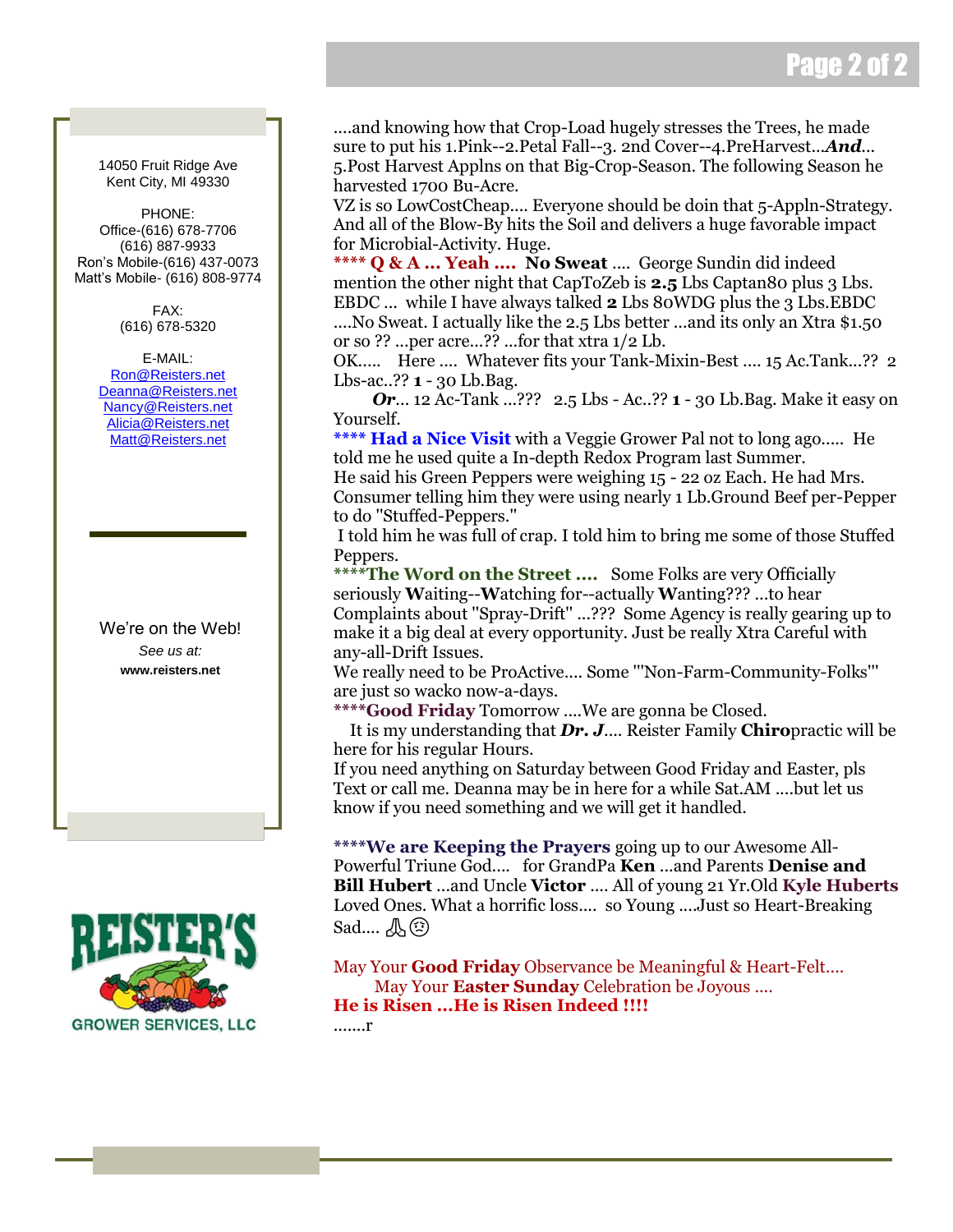14050 Fruit Ridge Ave
Kent City, MI 49330

PHONE:
Office-(616) 678-7706
(616) 887-9933
Ron's Mobile-(616) 437-0073
Matt's Mobile- (616) 808-9774

FAX:
(616) 678-5320

E-MAIL:
Ron@Reisters.net
Deanna@Reisters.net
Nancy@Reisters.net
Alicia@Reisters.net
Matt@Reisters.net

We're on the Web!
*See us at:*
**www.reisters.net**

REISTER'S GROWER SERVICES, LLC

....and knowing how that Crop-Load hugely stresses the Trees, he made sure to put his 1.Pink--2.Petal Fall--3. 2nd Cover--4.PreHarvest...***And***... 5.Post Harvest Applns on that Big-Crop-Season. The following Season he harvested 1700 Bu-Acre.
VZ is so LowCostCheap.... Everyone should be doin that 5-Appln-Strategy. And all of the Blow-By hits the Soil and delivers a huge favorable impact for Microbial-Activity. Huge.

**\*\*\*\* Q & A ... Yeah .... No Sweat** .... George Sundin did indeed mention the other night that CapToZeb is **2.5** Lbs Captan80 plus 3 Lbs. EBDC ... while I have always talked **2** Lbs 80WDG plus the 3 Lbs.EBDC ....No Sweat. I actually like the 2.5 Lbs better ...and its only an Xtra $1.50 or so ?? ...per acre...?? ...for that xtra 1/2 Lb.
OK..... Here .... Whatever fits your Tank-Mixin-Best .... 15 Ac.Tank...?? 2 Lbs-ac..?? **1** - 30 Lb.Bag.
***Or***... 12 Ac-Tank ...??? 2.5 Lbs - Ac..?? **1** - 30 Lb.Bag. Make it easy on Yourself.

**\*\*\*\* Had a Nice Visit** with a Veggie Grower Pal not to long ago..... He told me he used quite a In-depth Redox Program last Summer.
He said his Green Peppers were weighing 15 - 22 oz Each. He had Mrs. Consumer telling him they were using nearly 1 Lb.Ground Beef per-Pepper to do "Stuffed-Peppers."
I told him he was full of crap. I told him to bring me some of those Stuffed Peppers.

**\*\*\*\*The Word on the Street ....** Some Folks are very Officially seriously **W**aiting--**W**atching for--actually **W**anting??? ...to hear Complaints about "Spray-Drift" ...??? Some Agency is really gearing up to make it a big deal at every opportunity. Just be really Xtra Careful with any-all-Drift Issues.
We really need to be ProActive.... Some "'Non-Farm-Community-Folks'" are just so wacko now-a-days.

**\*\*\*\*Good Friday** Tomorrow ....We are gonna be Closed.
It is my understanding that ***Dr. J***.... Reister Family **Chiro**practic will be here for his regular Hours.
If you need anything on Saturday between Good Friday and Easter, pls Text or call me. Deanna may be in here for a while Sat.AM ....but let us know if you need something and we will get it handled.

**\*\*\*\*We are Keeping the Prayers** going up to our Awesome All-Powerful Triune God.... for GrandPa **Ken** ...and Parents **Denise and Bill Hubert** ...and Uncle **Victor** .... All of young 21 Yr.Old **Kyle Huberts** Loved Ones. What a horrific loss.... so Young ....Just so Heart-Breaking Sad.... 🙏☹

May Your **Good Friday** Observance be Meaningful & Heart-Felt....
May Your **Easter Sunday** Celebration be Joyous ....
**He is Risen ...He is Risen Indeed !!!!**
.......r